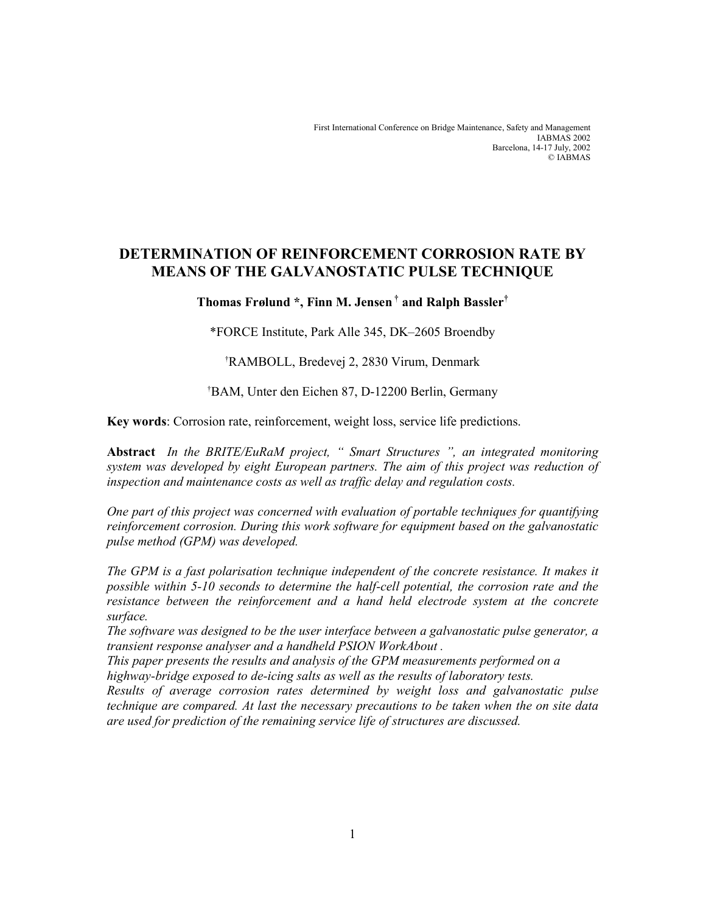First International Conference on Bridge Maintenance, Safety and Management
IABMAS 2002
Barcelona, 14-17 July, 2002
© IABMAS

# DETERMINATION OF REINFORCEMENT CORROSION RATE BY MEANS OF THE GALVANOSTATIC PULSE TECHNIQUE

**Thomas Frølund \*, Finn M. Jensen [†] and Ralph Bassler[†]**

\*FORCE Institute, Park Alle 345, DK–2605 Broendby

[†]RAMBOLL, Bredevej 2, 2830 Virum, Denmark

[†]BAM, Unter den Eichen 87, D-12200 Berlin, Germany

**Key words**: Corrosion rate, reinforcement, weight loss, service life predictions.

**Abstract** *In the BRITE/EuRaM project, " Smart Structures ", an integrated monitoring system was developed by eight European partners. The aim of this project was reduction of inspection and maintenance costs as well as traffic delay and regulation costs.*

*One part of this project was concerned with evaluation of portable techniques for quantifying reinforcement corrosion. During this work software for equipment based on the galvanostatic pulse method (GPM) was developed.*

*The GPM is a fast polarisation technique independent of the concrete resistance. It makes it possible within 5-10 seconds to determine the half-cell potential, the corrosion rate and the resistance between the reinforcement and a hand held electrode system at the concrete surface.*
*The software was designed to be the user interface between a galvanostatic pulse generator, a transient response analyser and a handheld PSION WorkAbout .*
*This paper presents the results and analysis of the GPM measurements performed on a highway-bridge exposed to de-icing salts as well as the results of laboratory tests.*
*Results of average corrosion rates determined by weight loss and galvanostatic pulse technique are compared. At last the necessary precautions to be taken when the on site data are used for prediction of the remaining service life of structures are discussed.*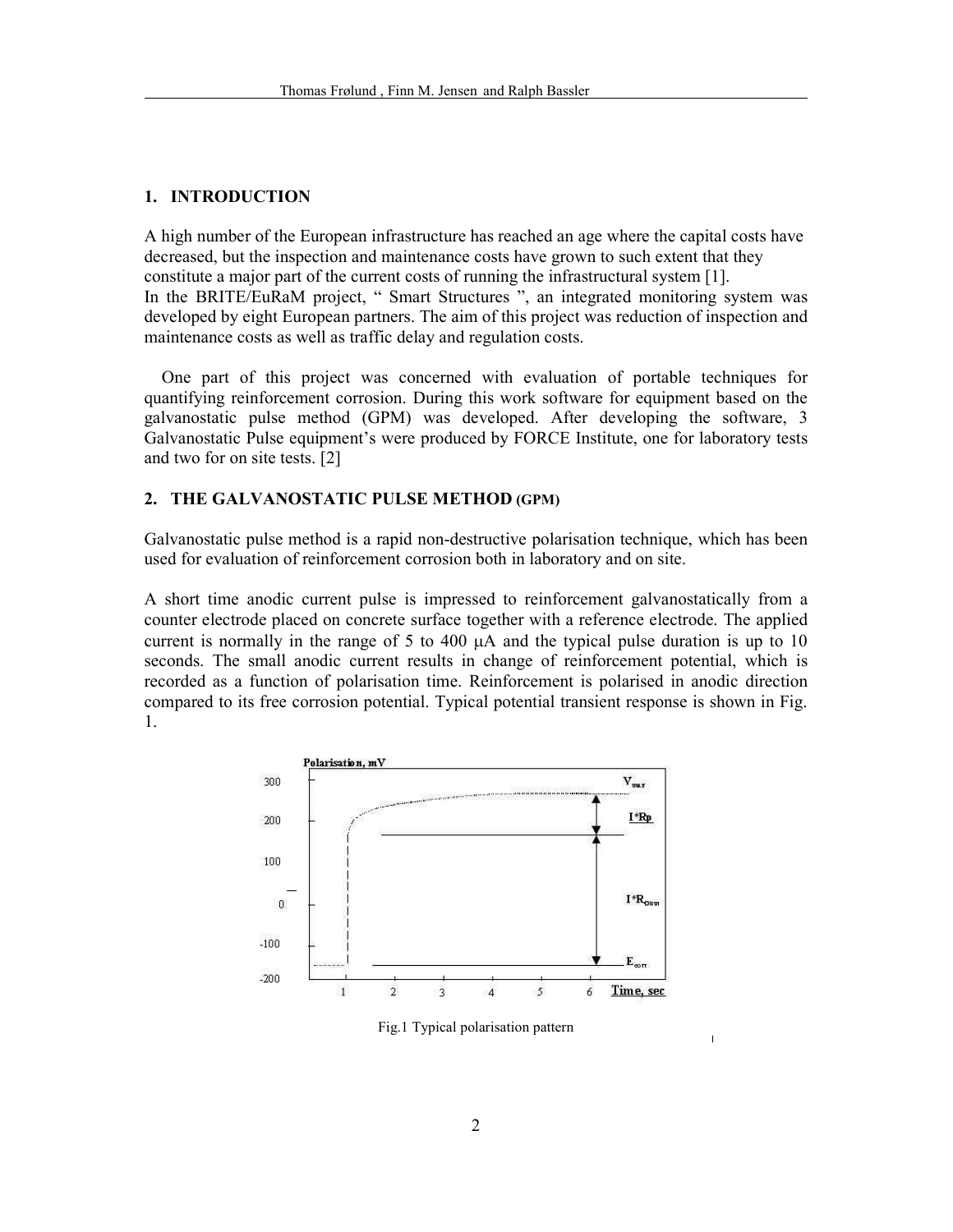## 1. INTRODUCTION

A high number of the European infrastructure has reached an age where the capital costs have decreased, but the inspection and maintenance costs have grown to such extent that they constitute a major part of the current costs of running the infrastructural system [1].
In the BRITE/EuRaM project, " Smart Structures ", an integrated monitoring system was developed by eight European partners. The aim of this project was reduction of inspection and maintenance costs as well as traffic delay and regulation costs.

One part of this project was concerned with evaluation of portable techniques for quantifying reinforcement corrosion. During this work software for equipment based on the galvanostatic pulse method (GPM) was developed. After developing the software, 3 Galvanostatic Pulse equipment's were produced by FORCE Institute, one for laboratory tests and two for on site tests. [2]

## 2. THE GALVANOSTATIC PULSE METHOD (GPM)

Galvanostatic pulse method is a rapid non-destructive polarisation technique, which has been used for evaluation of reinforcement corrosion both in laboratory and on site.

A short time anodic current pulse is impressed to reinforcement galvanostatically from a counter electrode placed on concrete surface together with a reference electrode. The applied current is normally in the range of 5 to 400 μA and the typical pulse duration is up to 10 seconds. The small anodic current results in change of reinforcement potential, which is recorded as a function of polarisation time. Reinforcement is polarised in anodic direction compared to its free corrosion potential. Typical potential transient response is shown in Fig. 1.

Fig.1 Typical polarisation pattern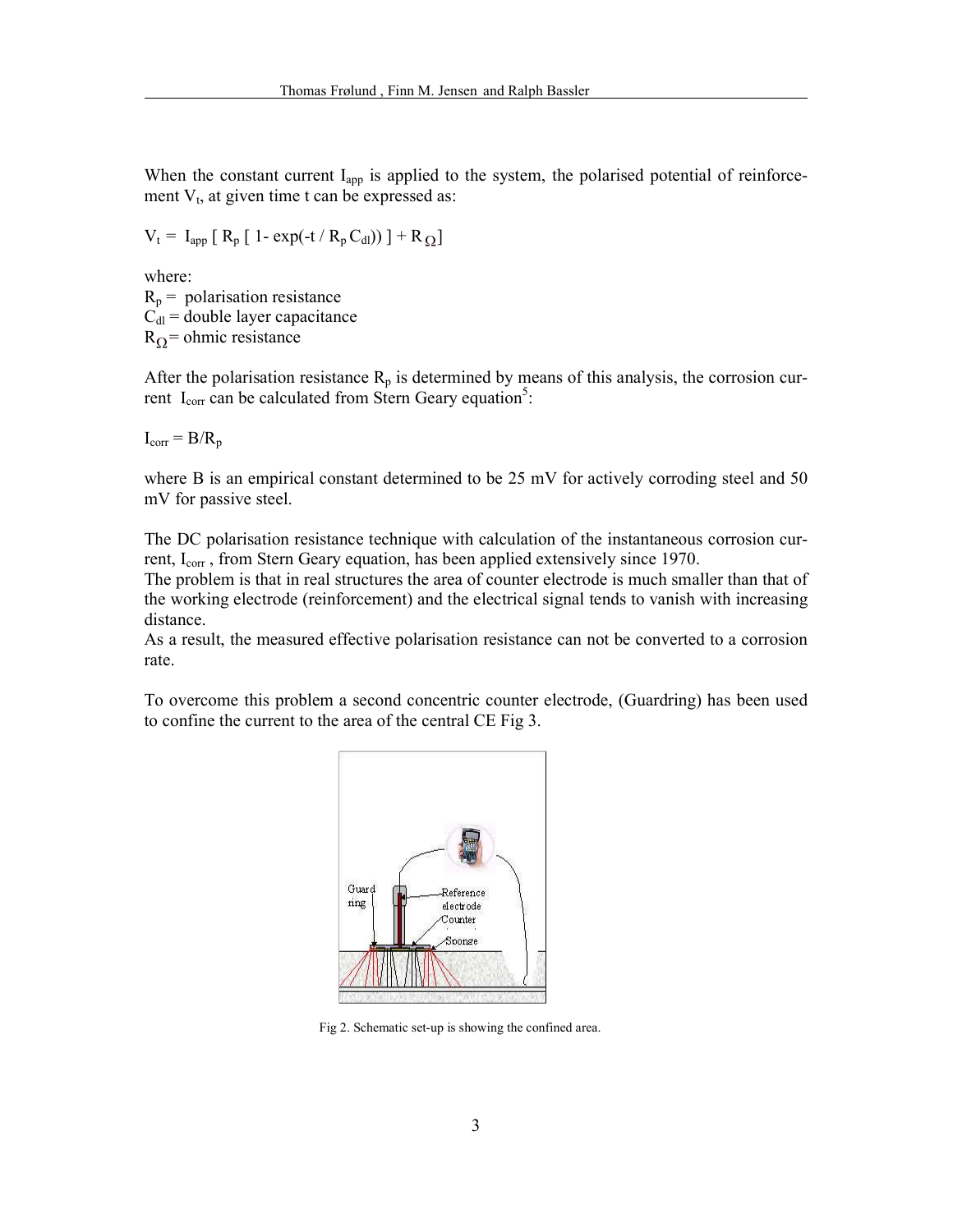When the constant current $I_{app}$ is applied to the system, the polarised potential of reinforcement $V_t$, at given time t can be expressed as:

$$V_t = I_{app} [ R_p [ 1- \exp(-t / R_p C_{dl})) ] + R_{\Omega}]$$

where:
$R_p$ = polarisation resistance
$C_{dl}$ = double layer capacitance
$R_{\Omega}$ = ohmic resistance

After the polarisation resistance $R_p$ is determined by means of this analysis, the corrosion current $I_{corr}$ can be calculated from Stern Geary equation[5]:

$$I_{corr} = B/R_p$$

where B is an empirical constant determined to be 25 mV for actively corroding steel and 50 mV for passive steel.

The DC polarisation resistance technique with calculation of the instantaneous corrosion current, $I_{corr}$ , from Stern Geary equation, has been applied extensively since 1970.
The problem is that in real structures the area of counter electrode is much smaller than that of the working electrode (reinforcement) and the electrical signal tends to vanish with increasing distance.
As a result, the measured effective polarisation resistance can not be converted to a corrosion rate.

To overcome this problem a second concentric counter electrode, (Guardring) has been used to confine the current to the area of the central CE Fig 3.

Fig 2. Schematic set-up is showing the confined area.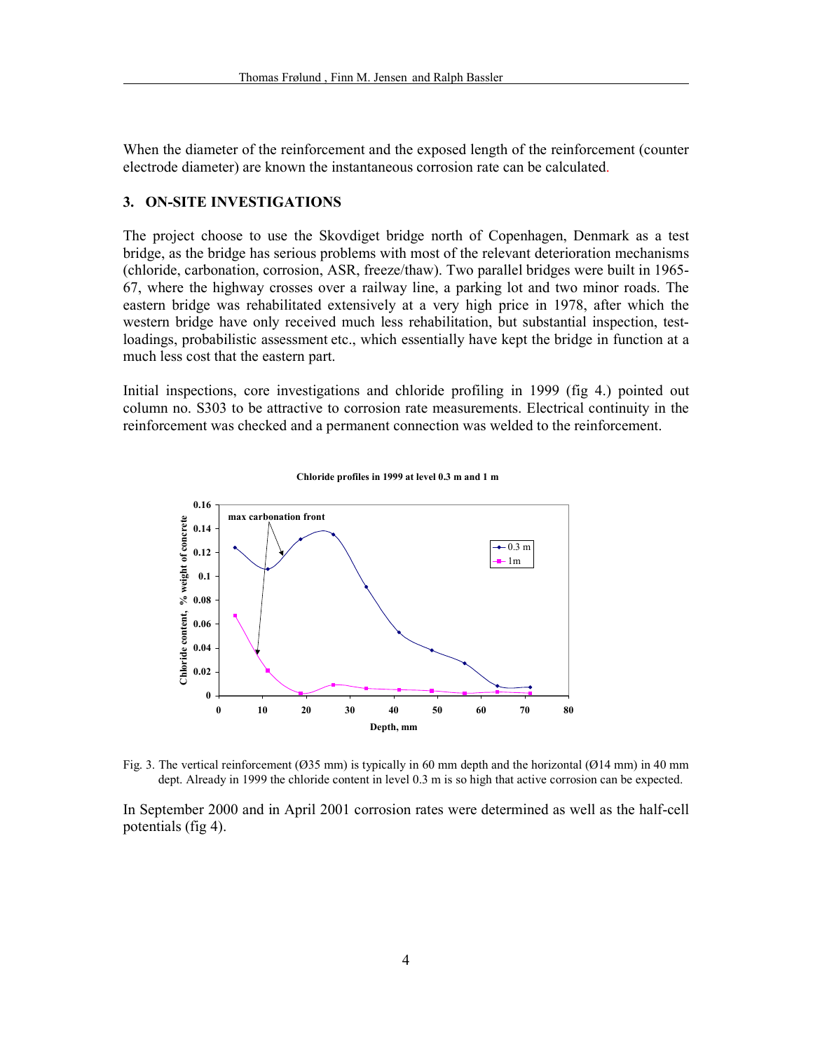When the diameter of the reinforcement and the exposed length of the reinforcement (counter electrode diameter) are known the instantaneous corrosion rate can be calculated.

## 3. ON-SITE INVESTIGATIONS

The project choose to use the Skovdiget bridge north of Copenhagen, Denmark as a test bridge, as the bridge has serious problems with most of the relevant deterioration mechanisms (chloride, carbonation, corrosion, ASR, freeze/thaw). Two parallel bridges were built in 1965-67, where the highway crosses over a railway line, a parking lot and two minor roads. The eastern bridge was rehabilitated extensively at a very high price in 1978, after which the western bridge have only received much less rehabilitation, but substantial inspection, test-loadings, probabilistic assessment etc., which essentially have kept the bridge in function at a much less cost that the eastern part.

Initial inspections, core investigations and chloride profiling in 1999 (fig 4.) pointed out column no. S303 to be attractive to corrosion rate measurements. Electrical continuity in the reinforcement was checked and a permanent connection was welded to the reinforcement.

**Chloride profiles in 1999 at level 0.3 m and 1 m**

Fig. 3. The vertical reinforcement (Ø35 mm) is typically in 60 mm depth and the horizontal (Ø14 mm) in 40 mm dept. Already in 1999 the chloride content in level 0.3 m is so high that active corrosion can be expected.

In September 2000 and in April 2001 corrosion rates were determined as well as the half-cell potentials (fig 4).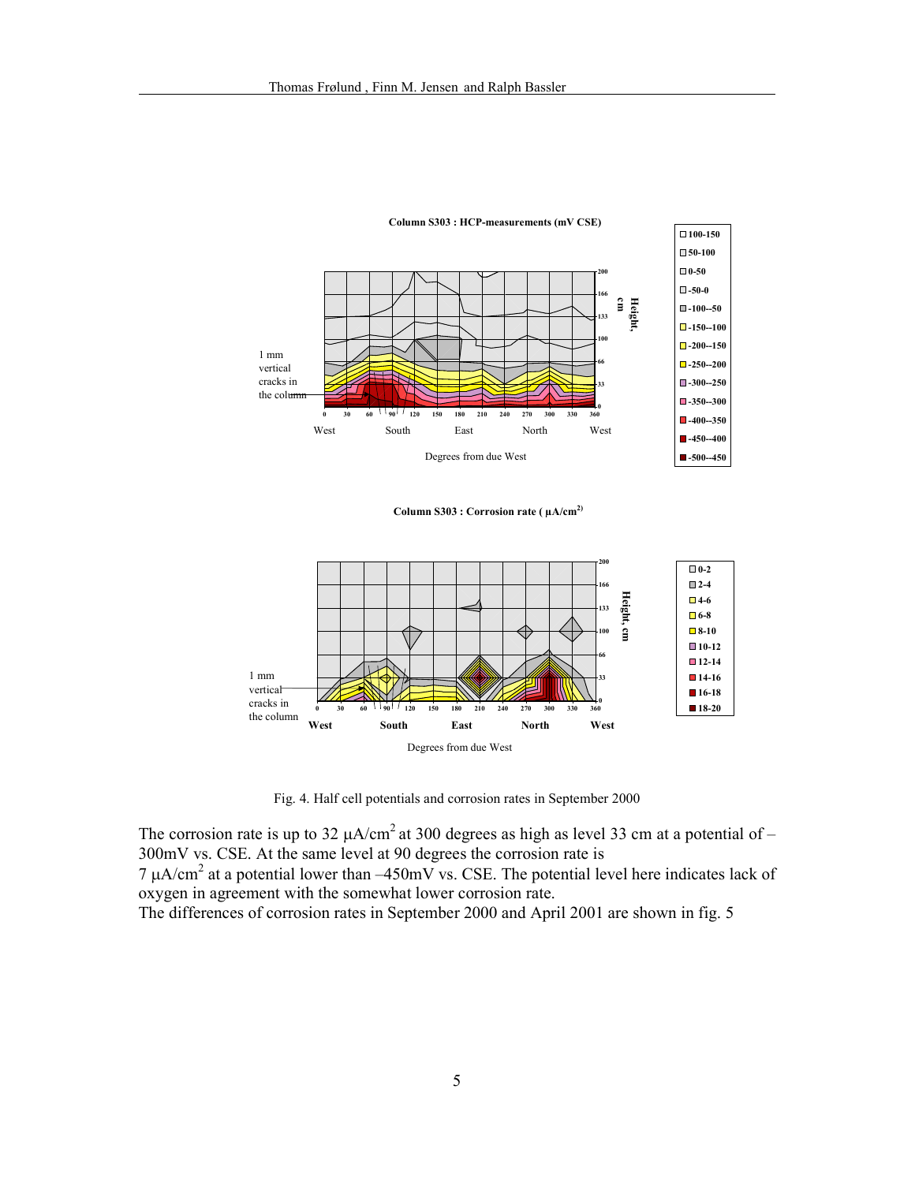Fig. 4. Half cell potentials and corrosion rates in September 2000

The corrosion rate is up to 32 μA/cm$^2$ at 300 degrees as high as level 33 cm at a potential of –300mV vs. CSE. At the same level at 90 degrees the corrosion rate is 7 μA/cm$^2$ at a potential lower than –450mV vs. CSE. The potential level here indicates lack of oxygen in agreement with the somewhat lower corrosion rate.

The differences of corrosion rates in September 2000 and April 2001 are shown in fig. 5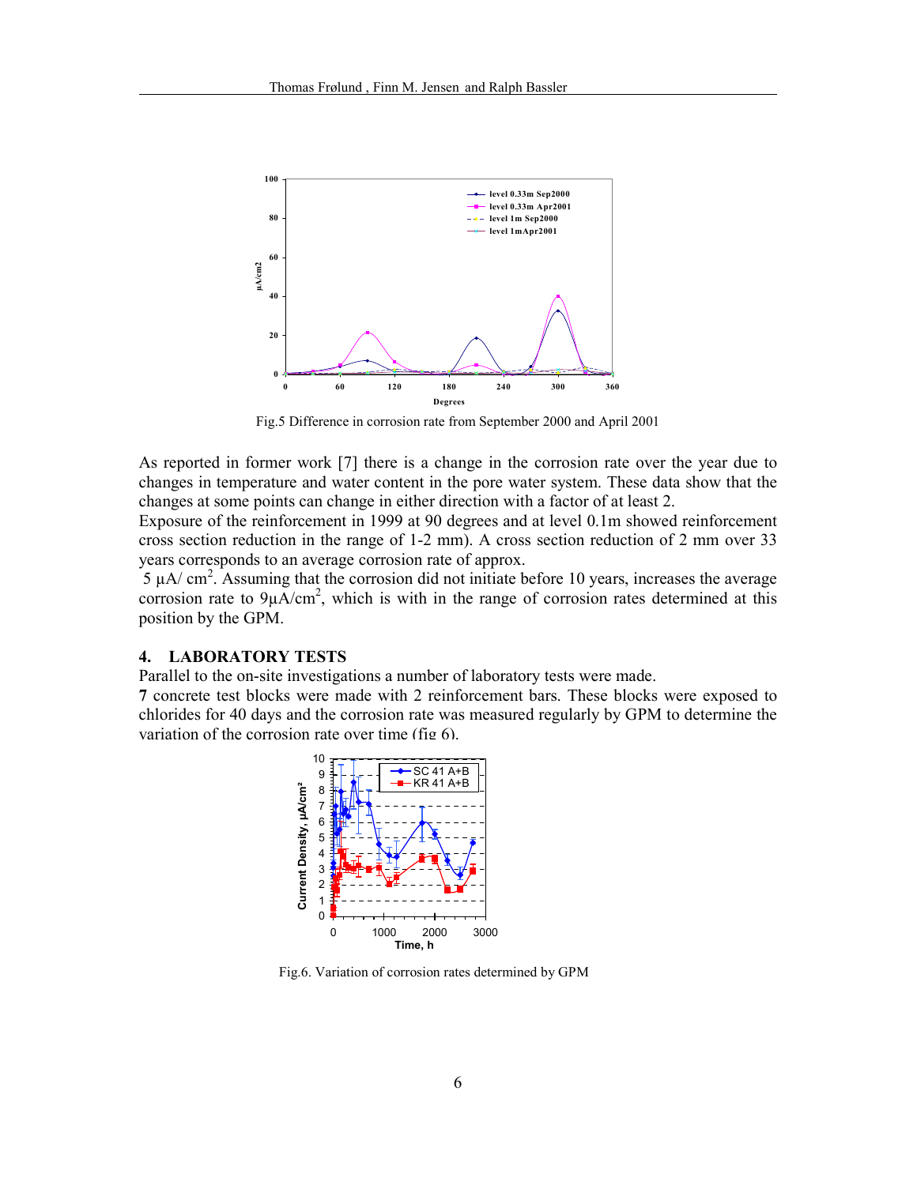Fig.5 Difference in corrosion rate from September 2000 and April 2001

As reported in former work [7] there is a change in the corrosion rate over the year due to changes in temperature and water content in the pore water system. These data show that the changes at some points can change in either direction with a factor of at least 2.

Exposure of the reinforcement in 1999 at 90 degrees and at level 0.1m showed reinforcement cross section reduction in the range of 1-2 mm). A cross section reduction of 2 mm over 33 years corresponds to an average corrosion rate of approx.

5 µA/ $cm^2$. Assuming that the corrosion did not initiate before 10 years, increases the average corrosion rate to 9µA/$cm^2$, which is with in the range of corrosion rates determined at this position by the GPM.

## 4. LABORATORY TESTS

Parallel to the on-site investigations a number of laboratory tests were made.

**7** concrete test blocks were made with 2 reinforcement bars. These blocks were exposed to chlorides for 40 days and the corrosion rate was measured regularly by GPM to determine the variation of the corrosion rate over time (fig 6).

Fig.6. Variation of corrosion rates determined by GPM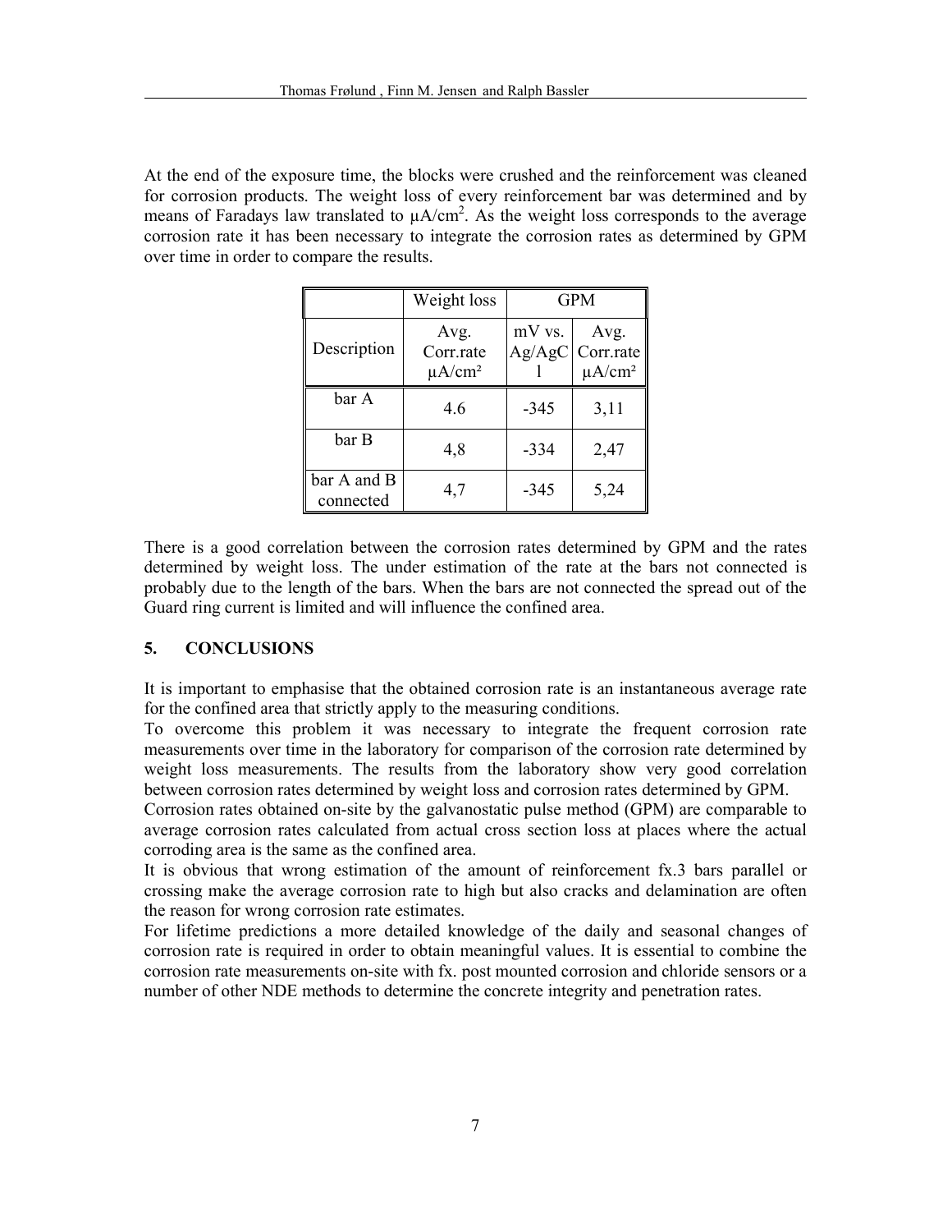At the end of the exposure time, the blocks were crushed and the reinforcement was cleaned for corrosion products. The weight loss of every reinforcement bar was determined and by means of Faradays law translated to $\mu A/cm^2$. As the weight loss corresponds to the average corrosion rate it has been necessary to integrate the corrosion rates as determined by GPM over time in order to compare the results.

| | Weight loss | GPM | |
|---|---|---|---|
| Description | Avg. Corr.rate µA/cm² | mV vs. Ag/AgCl | Avg. Corr.rate µA/cm² |
| bar A | 4.6 | -345 | 3,11 |
| bar B | 4,8 | -334 | 2,47 |
| bar A and B connected | 4,7 | -345 | 5,24 |

There is a good correlation between the corrosion rates determined by GPM and the rates determined by weight loss. The under estimation of the rate at the bars not connected is probably due to the length of the bars. When the bars are not connected the spread out of the Guard ring current is limited and will influence the confined area.

## 5. CONCLUSIONS

It is important to emphasise that the obtained corrosion rate is an instantaneous average rate for the confined area that strictly apply to the measuring conditions.

To overcome this problem it was necessary to integrate the frequent corrosion rate measurements over time in the laboratory for comparison of the corrosion rate determined by weight loss measurements. The results from the laboratory show very good correlation between corrosion rates determined by weight loss and corrosion rates determined by GPM.

Corrosion rates obtained on-site by the galvanostatic pulse method (GPM) are comparable to average corrosion rates calculated from actual cross section loss at places where the actual corroding area is the same as the confined area.

It is obvious that wrong estimation of the amount of reinforcement fx.3 bars parallel or crossing make the average corrosion rate to high but also cracks and delamination are often the reason for wrong corrosion rate estimates.

For lifetime predictions a more detailed knowledge of the daily and seasonal changes of corrosion rate is required in order to obtain meaningful values. It is essential to combine the corrosion rate measurements on-site with fx. post mounted corrosion and chloride sensors or a number of other NDE methods to determine the concrete integrity and penetration rates.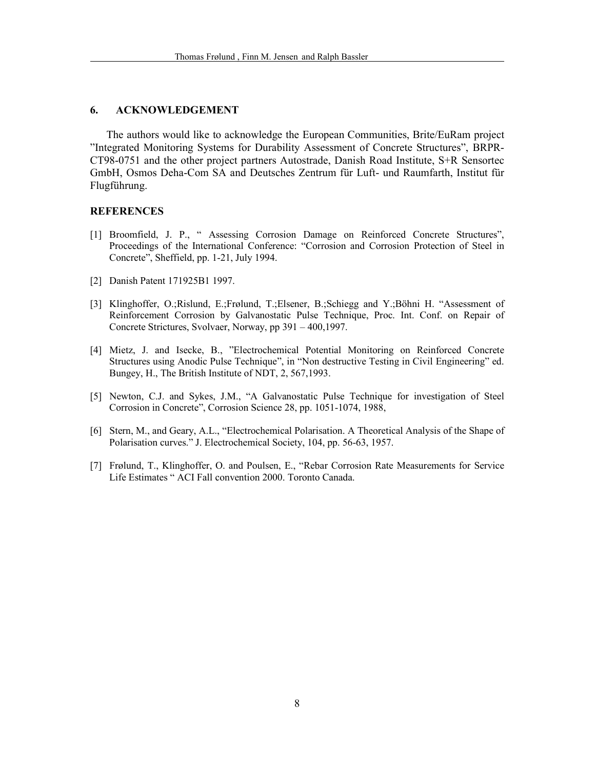## 6. ACKNOWLEDGEMENT

The authors would like to acknowledge the European Communities, Brite/EuRam project "Integrated Monitoring Systems for Durability Assessment of Concrete Structures", BRPR-CT98-0751 and the other project partners Autostrade, Danish Road Institute, S+R Sensortec GmbH, Osmos Deha-Com SA and Deutsches Zentrum für Luft- und Raumfarth, Institut für Flugführung.

## REFERENCES

[1] Broomfield, J. P., " Assessing Corrosion Damage on Reinforced Concrete Structures", Proceedings of the International Conference: "Corrosion and Corrosion Protection of Steel in Concrete", Sheffield, pp. 1-21, July 1994.

[2] Danish Patent 171925B1 1997.

[3] Klinghoffer, O.;Rislund, E.;Frølund, T.;Elsener, B.;Schiegg and Y.;Böhni H. "Assessment of Reinforcement Corrosion by Galvanostatic Pulse Technique, Proc. Int. Conf. on Repair of Concrete Strictures, Svolvaer, Norway, pp 391 – 400,1997.

[4] Mietz, J. and Isecke, B., "Electrochemical Potential Monitoring on Reinforced Concrete Structures using Anodic Pulse Technique", in "Non destructive Testing in Civil Engineering" ed. Bungey, H., The British Institute of NDT, 2, 567,1993.

[5] Newton, C.J. and Sykes, J.M., "A Galvanostatic Pulse Technique for investigation of Steel Corrosion in Concrete", Corrosion Science 28, pp. 1051-1074, 1988,

[6] Stern, M., and Geary, A.L., "Electrochemical Polarisation. A Theoretical Analysis of the Shape of Polarisation curves." J. Electrochemical Society, 104, pp. 56-63, 1957.

[7] Frølund, T., Klinghoffer, O. and Poulsen, E., "Rebar Corrosion Rate Measurements for Service Life Estimates " ACI Fall convention 2000. Toronto Canada.